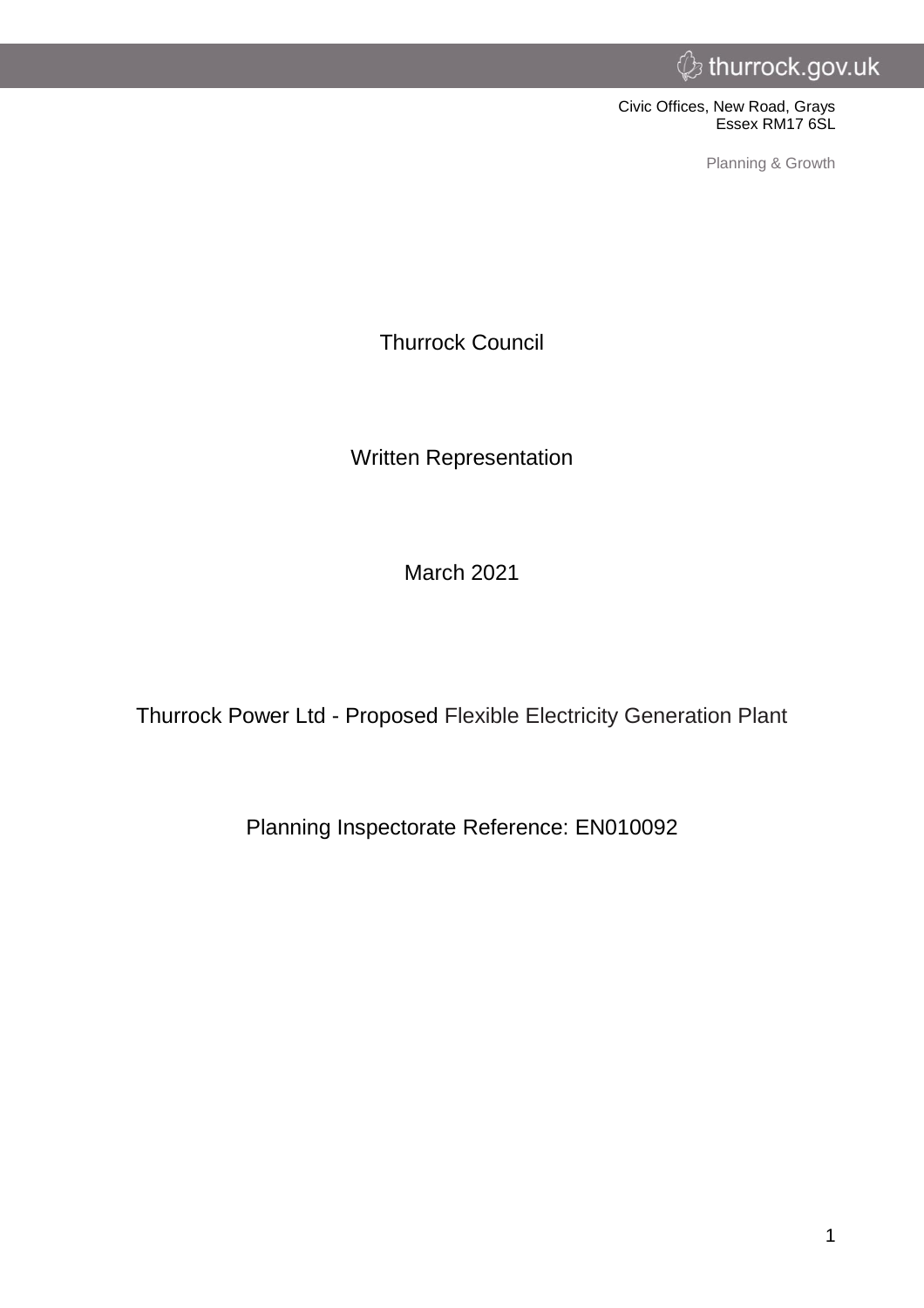thurrock.gov.uk

Civic Offices, New Road, Grays
Essex RM17 6SL

Planning & Growth

# Thurrock Council

## Written Representation

March 2021

Thurrock Power Ltd - Proposed Flexible Electricity Generation Plant

Planning Inspectorate Reference: EN010092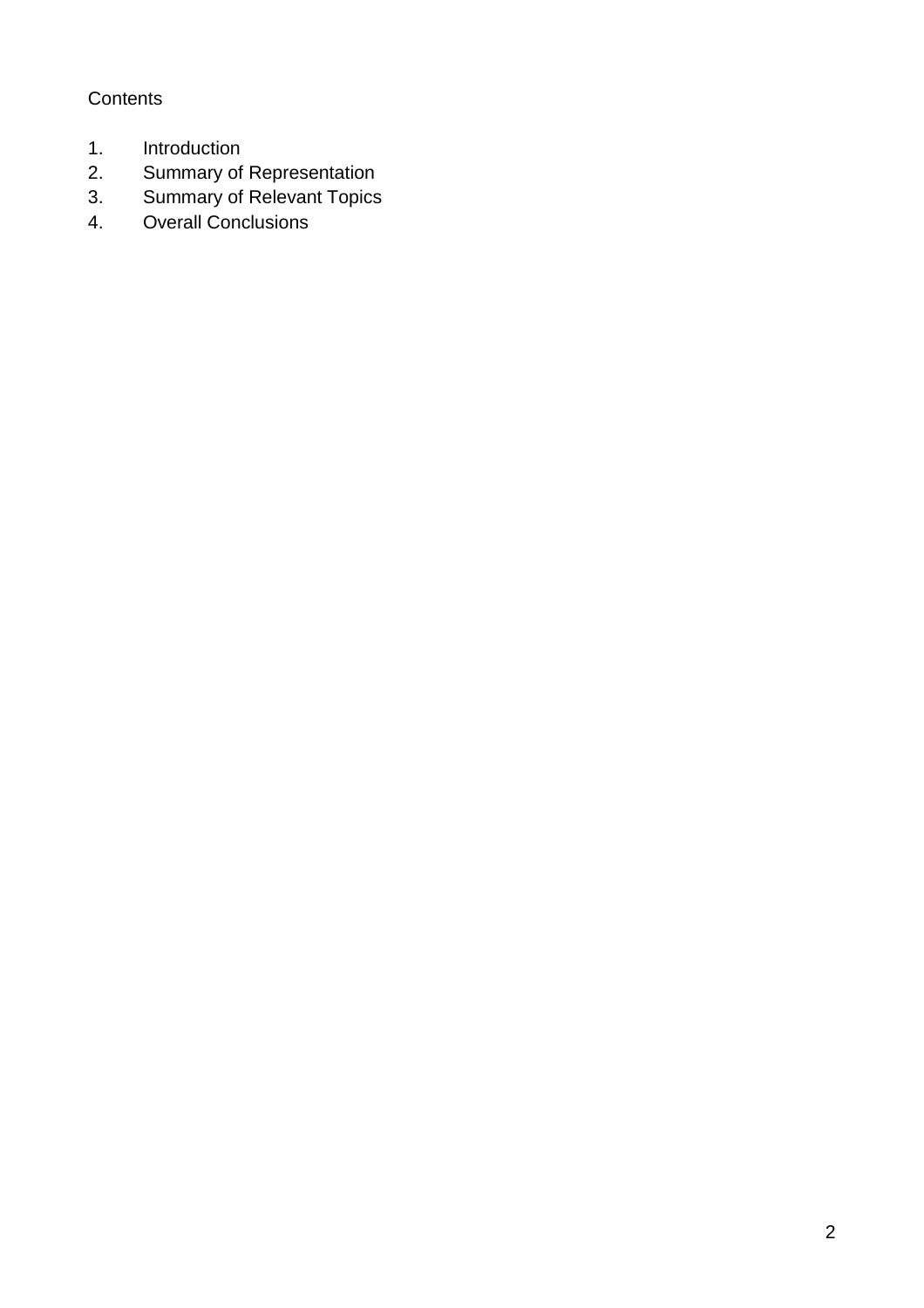Contents

1. Introduction
2. Summary of Representation
3. Summary of Relevant Topics
4. Overall Conclusions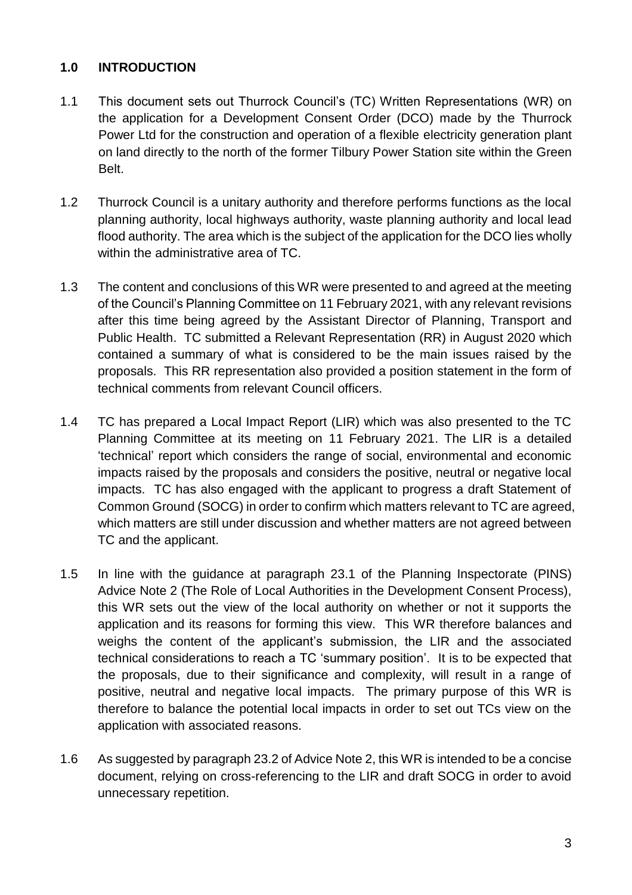## 1.0 INTRODUCTION

1.1 This document sets out Thurrock Council's (TC) Written Representations (WR) on the application for a Development Consent Order (DCO) made by the Thurrock Power Ltd for the construction and operation of a flexible electricity generation plant on land directly to the north of the former Tilbury Power Station site within the Green Belt.

1.2 Thurrock Council is a unitary authority and therefore performs functions as the local planning authority, local highways authority, waste planning authority and local lead flood authority. The area which is the subject of the application for the DCO lies wholly within the administrative area of TC.

1.3 The content and conclusions of this WR were presented to and agreed at the meeting of the Council's Planning Committee on 11 February 2021, with any relevant revisions after this time being agreed by the Assistant Director of Planning, Transport and Public Health. TC submitted a Relevant Representation (RR) in August 2020 which contained a summary of what is considered to be the main issues raised by the proposals. This RR representation also provided a position statement in the form of technical comments from relevant Council officers.

1.4 TC has prepared a Local Impact Report (LIR) which was also presented to the TC Planning Committee at its meeting on 11 February 2021. The LIR is a detailed 'technical' report which considers the range of social, environmental and economic impacts raised by the proposals and considers the positive, neutral or negative local impacts. TC has also engaged with the applicant to progress a draft Statement of Common Ground (SOCG) in order to confirm which matters relevant to TC are agreed, which matters are still under discussion and whether matters are not agreed between TC and the applicant.

1.5 In line with the guidance at paragraph 23.1 of the Planning Inspectorate (PINS) Advice Note 2 (The Role of Local Authorities in the Development Consent Process), this WR sets out the view of the local authority on whether or not it supports the application and its reasons for forming this view. This WR therefore balances and weighs the content of the applicant's submission, the LIR and the associated technical considerations to reach a TC 'summary position'. It is to be expected that the proposals, due to their significance and complexity, will result in a range of positive, neutral and negative local impacts. The primary purpose of this WR is therefore to balance the potential local impacts in order to set out TCs view on the application with associated reasons.

1.6 As suggested by paragraph 23.2 of Advice Note 2, this WR is intended to be a concise document, relying on cross-referencing to the LIR and draft SOCG in order to avoid unnecessary repetition.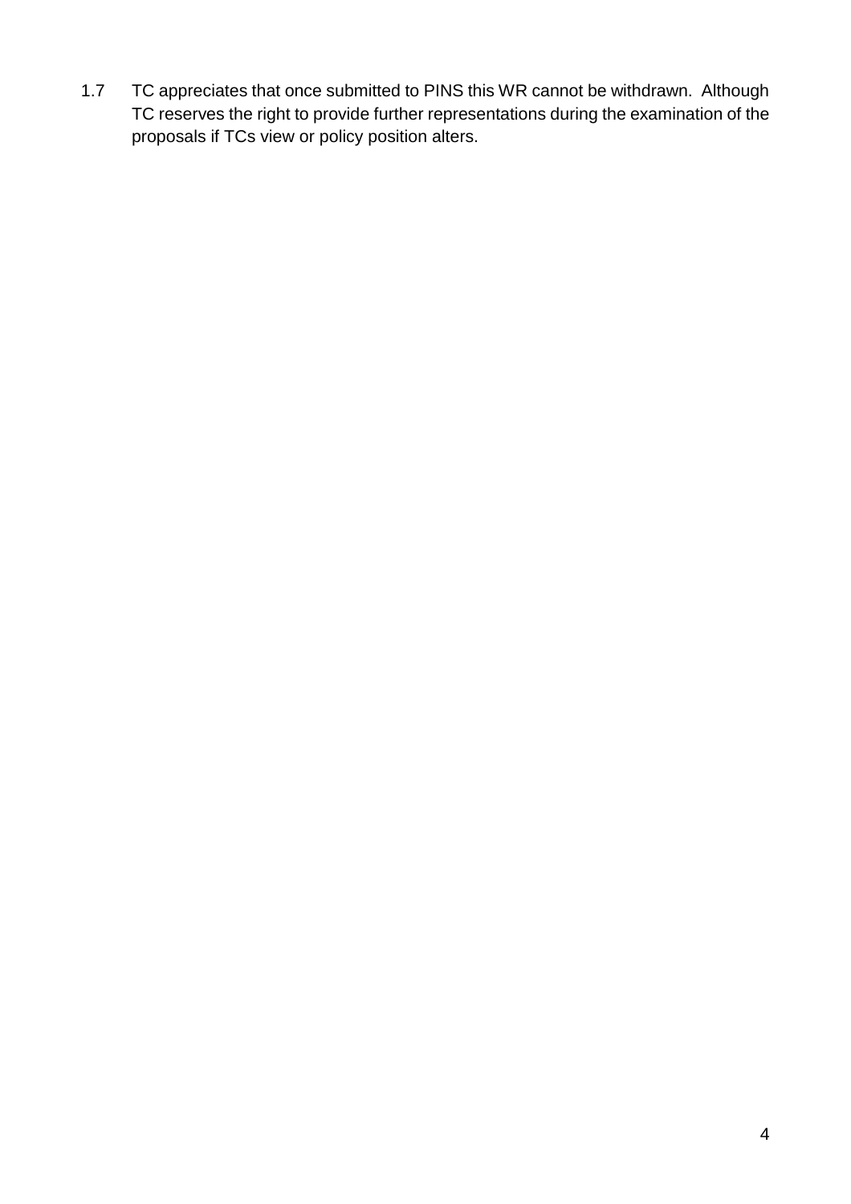1.7 TC appreciates that once submitted to PINS this WR cannot be withdrawn. Although TC reserves the right to provide further representations during the examination of the proposals if TCs view or policy position alters.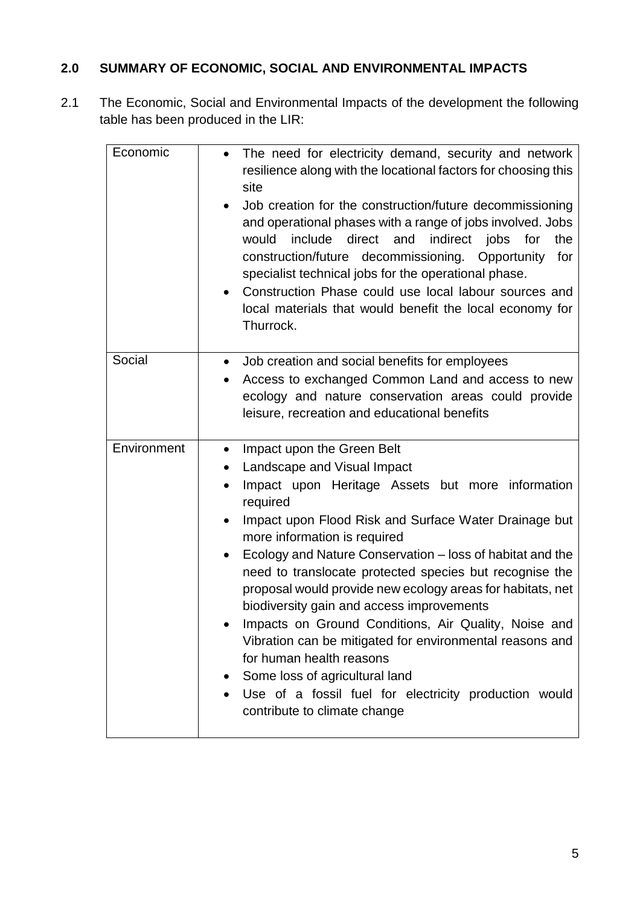## 2.0 SUMMARY OF ECONOMIC, SOCIAL AND ENVIRONMENTAL IMPACTS

2.1 The Economic, Social and Environmental Impacts of the development the following table has been produced in the LIR:

| | |
|---|---|
| Economic | • The need for electricity demand, security and network resilience along with the locational factors for choosing this site<br>• Job creation for the construction/future decommissioning and operational phases with a range of jobs involved. Jobs would include direct and indirect jobs for the construction/future decommissioning. Opportunity for specialist technical jobs for the operational phase.<br>• Construction Phase could use local labour sources and local materials that would benefit the local economy for Thurrock. |
| Social | • Job creation and social benefits for employees<br>• Access to exchanged Common Land and access to new ecology and nature conservation areas could provide leisure, recreation and educational benefits |
| Environment | • Impact upon the Green Belt<br>• Landscape and Visual Impact<br>• Impact upon Heritage Assets but more information required<br>• Impact upon Flood Risk and Surface Water Drainage but more information is required<br>• Ecology and Nature Conservation – loss of habitat and the need to translocate protected species but recognise the proposal would provide new ecology areas for habitats, net biodiversity gain and access improvements<br>• Impacts on Ground Conditions, Air Quality, Noise and Vibration can be mitigated for environmental reasons and for human health reasons<br>• Some loss of agricultural land<br>• Use of a fossil fuel for electricity production would contribute to climate change |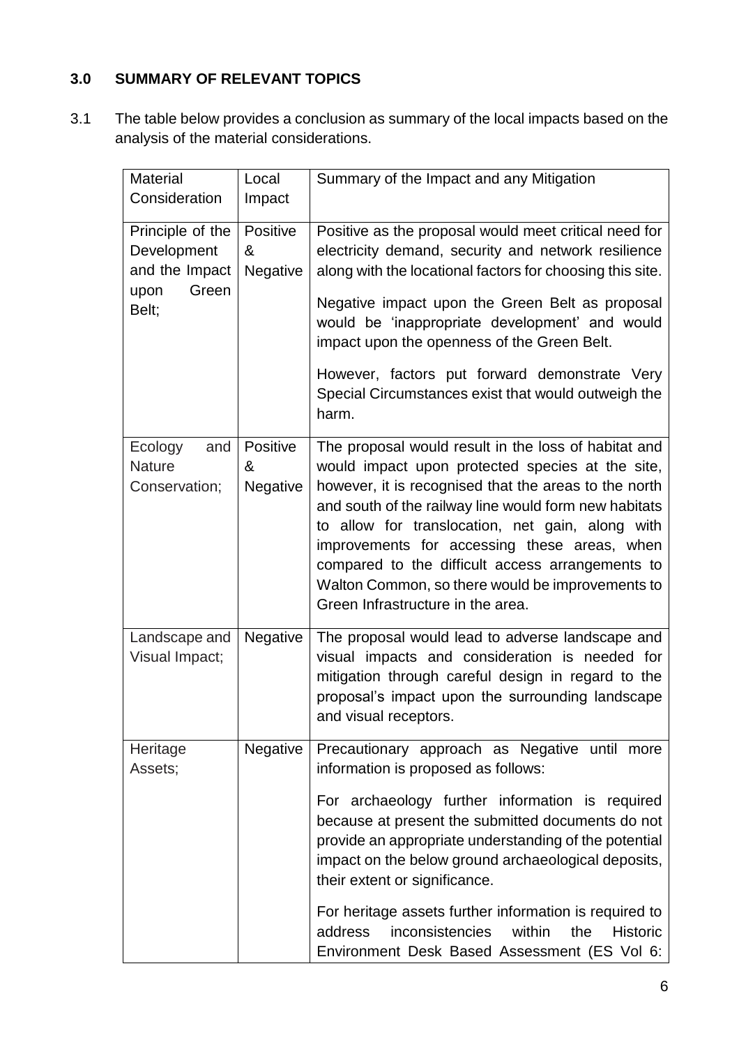## 3.0 SUMMARY OF RELEVANT TOPICS

3.1 The table below provides a conclusion as summary of the local impacts based on the analysis of the material considerations.

| Material Consideration | Local Impact | Summary of the Impact and any Mitigation |
|---|---|---|
| Principle of the Development and the Impact upon Green Belt; | Positive & Negative | Positive as the proposal would meet critical need for electricity demand, security and network resilience along with the locational factors for choosing this site.<br><br>Negative impact upon the Green Belt as proposal would be 'inappropriate development' and would impact upon the openness of the Green Belt.<br><br>However, factors put forward demonstrate Very Special Circumstances exist that would outweigh the harm. |
| Ecology and Nature Conservation; | Positive & Negative | The proposal would result in the loss of habitat and would impact upon protected species at the site, however, it is recognised that the areas to the north and south of the railway line would form new habitats to allow for translocation, net gain, along with improvements for accessing these areas, when compared to the difficult access arrangements to Walton Common, so there would be improvements to Green Infrastructure in the area. |
| Landscape and Visual Impact; | Negative | The proposal would lead to adverse landscape and visual impacts and consideration is needed for mitigation through careful design in regard to the proposal's impact upon the surrounding landscape and visual receptors. |
| Heritage Assets; | Negative | Precautionary approach as Negative until more information is proposed as follows:<br><br>For archaeology further information is required because at present the submitted documents do not provide an appropriate understanding of the potential impact on the below ground archaeological deposits, their extent or significance.<br><br>For heritage assets further information is required to address inconsistencies within the Historic Environment Desk Based Assessment (ES Vol 6: |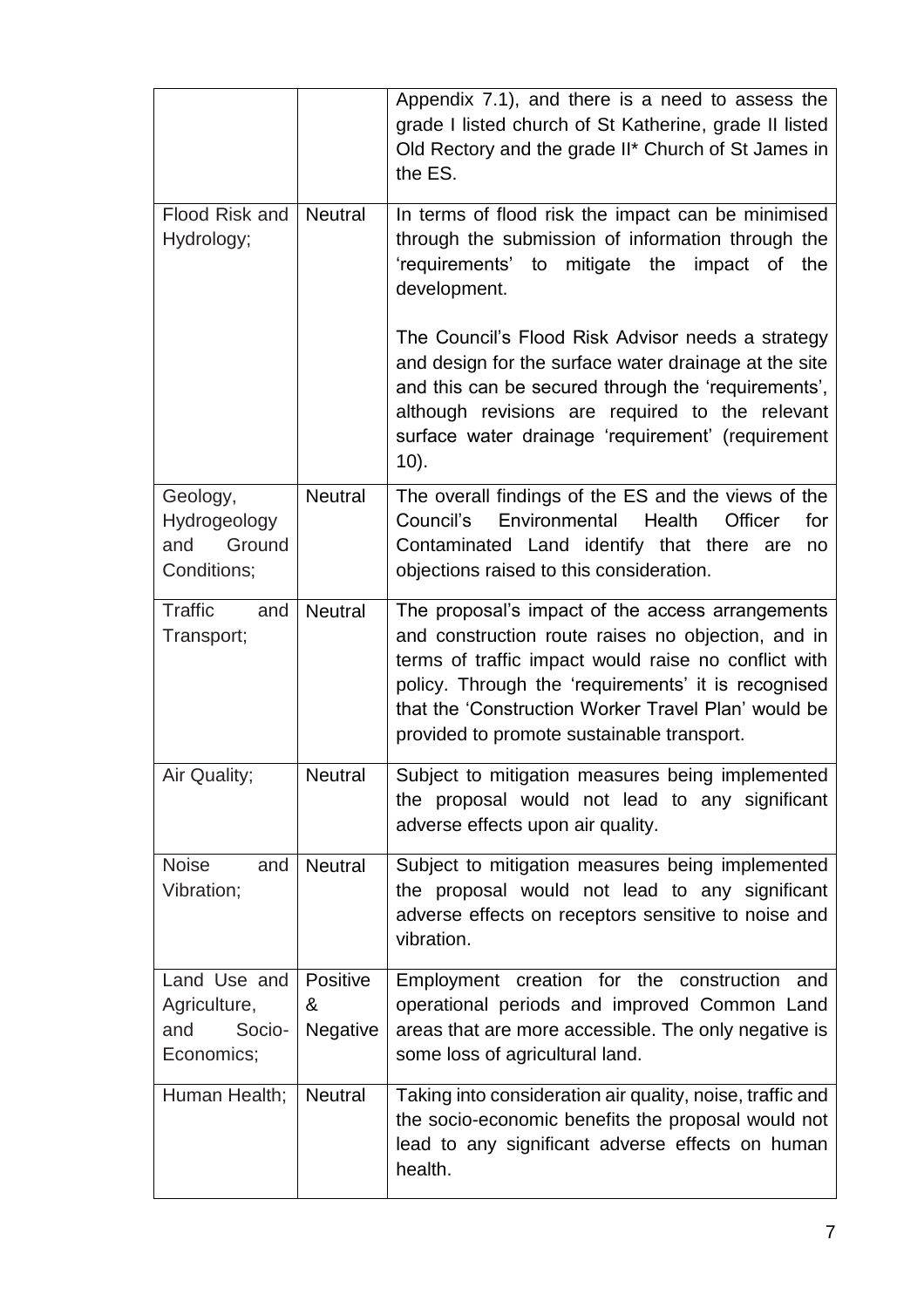| | | |
|---|---|---|
| | | Appendix 7.1), and there is a need to assess the grade I listed church of St Katherine, grade II listed Old Rectory and the grade II* Church of St James in the ES. |
| Flood Risk and Hydrology; | Neutral | In terms of flood risk the impact can be minimised through the submission of information through the 'requirements' to mitigate the impact of the development.<br><br>The Council's Flood Risk Advisor needs a strategy and design for the surface water drainage at the site and this can be secured through the 'requirements', although revisions are required to the relevant surface water drainage 'requirement' (requirement 10). |
| Geology, Hydrogeology and Ground Conditions; | Neutral | The overall findings of the ES and the views of the Council's Environmental Health Officer for Contaminated Land identify that there are no objections raised to this consideration. |
| Traffic and Transport; | Neutral | The proposal's impact of the access arrangements and construction route raises no objection, and in terms of traffic impact would raise no conflict with policy. Through the 'requirements' it is recognised that the 'Construction Worker Travel Plan' would be provided to promote sustainable transport. |
| Air Quality; | Neutral | Subject to mitigation measures being implemented the proposal would not lead to any significant adverse effects upon air quality. |
| Noise and Vibration; | Neutral | Subject to mitigation measures being implemented the proposal would not lead to any significant adverse effects on receptors sensitive to noise and vibration. |
| Land Use and Agriculture, and Socio-Economics; | Positive & Negative | Employment creation for the construction and operational periods and improved Common Land areas that are more accessible. The only negative is some loss of agricultural land. |
| Human Health; | Neutral | Taking into consideration air quality, noise, traffic and the socio-economic benefits the proposal would not lead to any significant adverse effects on human health. |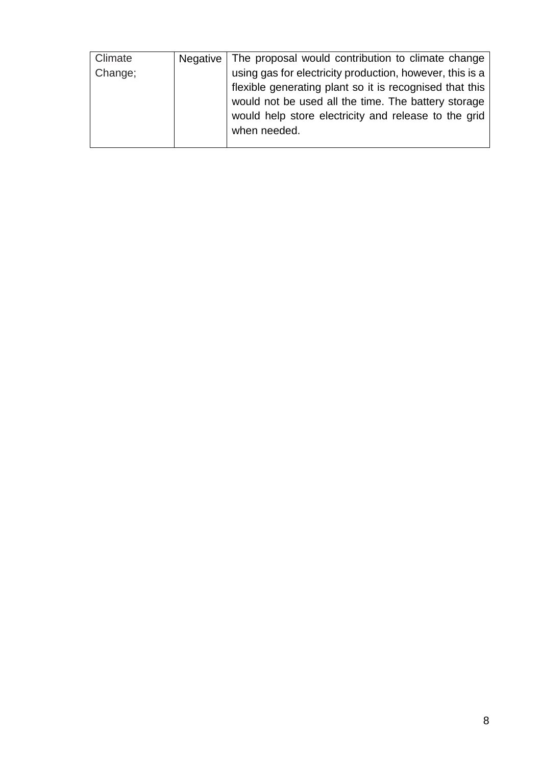| | | |
|---|---|---|
| Climate Change; | Negative | The proposal would contribution to climate change using gas for electricity production, however, this is a flexible generating plant so it is recognised that this would not be used all the time. The battery storage would help store electricity and release to the grid when needed. |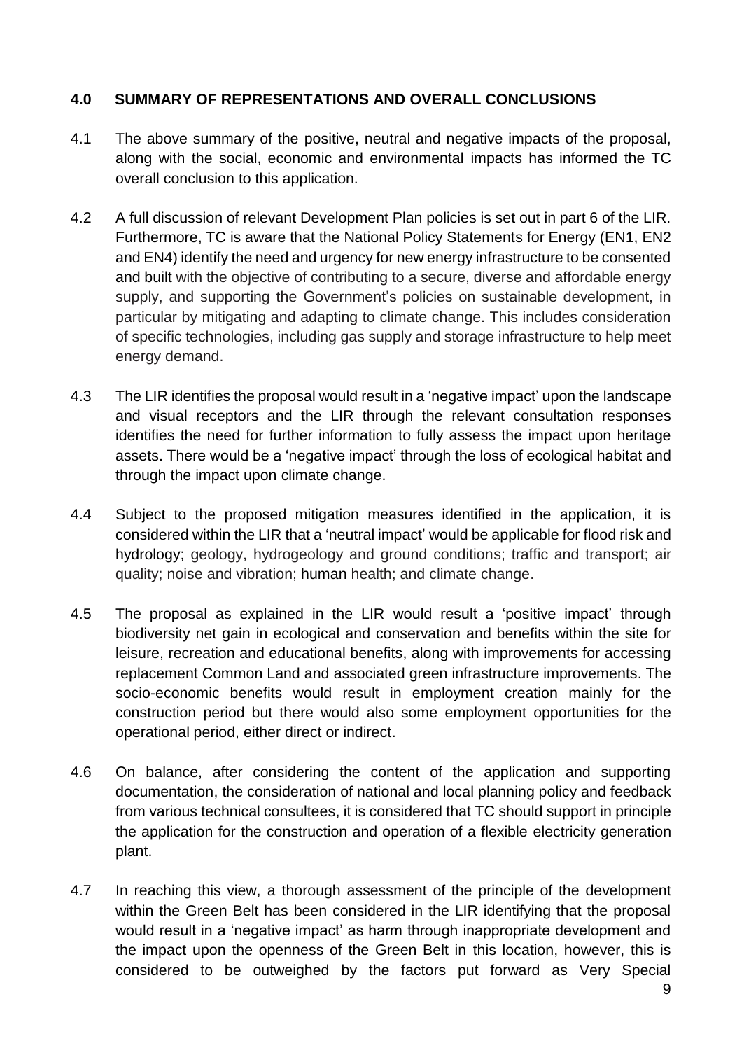### 4.0 SUMMARY OF REPRESENTATIONS AND OVERALL CONCLUSIONS

4.1 The above summary of the positive, neutral and negative impacts of the proposal, along with the social, economic and environmental impacts has informed the TC overall conclusion to this application.

4.2 A full discussion of relevant Development Plan policies is set out in part 6 of the LIR. Furthermore, TC is aware that the National Policy Statements for Energy (EN1, EN2 and EN4) identify the need and urgency for new energy infrastructure to be consented and built with the objective of contributing to a secure, diverse and affordable energy supply, and supporting the Government's policies on sustainable development, in particular by mitigating and adapting to climate change. This includes consideration of specific technologies, including gas supply and storage infrastructure to help meet energy demand.

4.3 The LIR identifies the proposal would result in a 'negative impact' upon the landscape and visual receptors and the LIR through the relevant consultation responses identifies the need for further information to fully assess the impact upon heritage assets. There would be a 'negative impact' through the loss of ecological habitat and through the impact upon climate change.

4.4 Subject to the proposed mitigation measures identified in the application, it is considered within the LIR that a 'neutral impact' would be applicable for flood risk and hydrology; geology, hydrogeology and ground conditions; traffic and transport; air quality; noise and vibration; human health; and climate change.

4.5 The proposal as explained in the LIR would result a 'positive impact' through biodiversity net gain in ecological and conservation and benefits within the site for leisure, recreation and educational benefits, along with improvements for accessing replacement Common Land and associated green infrastructure improvements. The socio-economic benefits would result in employment creation mainly for the construction period but there would also some employment opportunities for the operational period, either direct or indirect.

4.6 On balance, after considering the content of the application and supporting documentation, the consideration of national and local planning policy and feedback from various technical consultees, it is considered that TC should support in principle the application for the construction and operation of a flexible electricity generation plant.

4.7 In reaching this view, a thorough assessment of the principle of the development within the Green Belt has been considered in the LIR identifying that the proposal would result in a 'negative impact' as harm through inappropriate development and the impact upon the openness of the Green Belt in this location, however, this is considered to be outweighed by the factors put forward as Very Special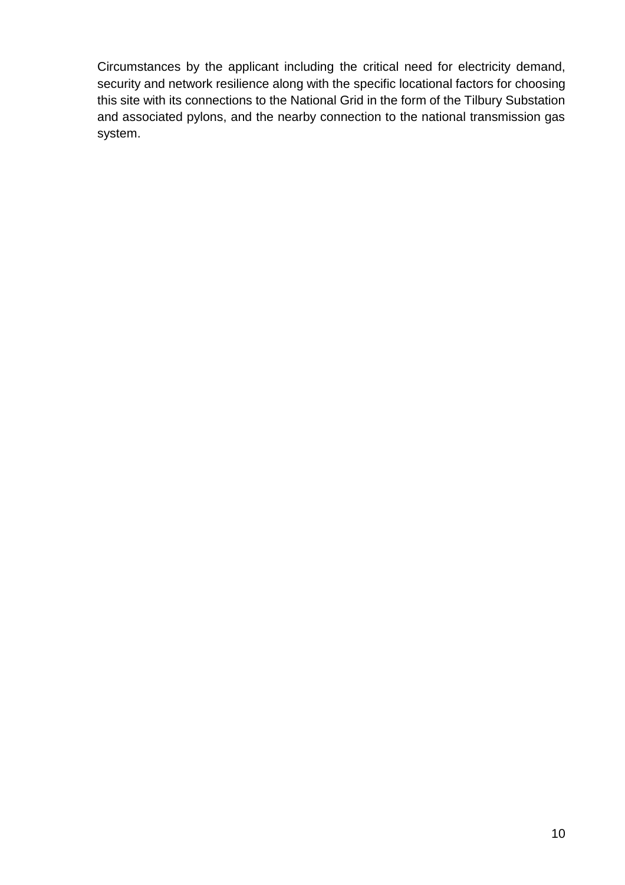Circumstances by the applicant including the critical need for electricity demand, security and network resilience along with the specific locational factors for choosing this site with its connections to the National Grid in the form of the Tilbury Substation and associated pylons, and the nearby connection to the national transmission gas system.